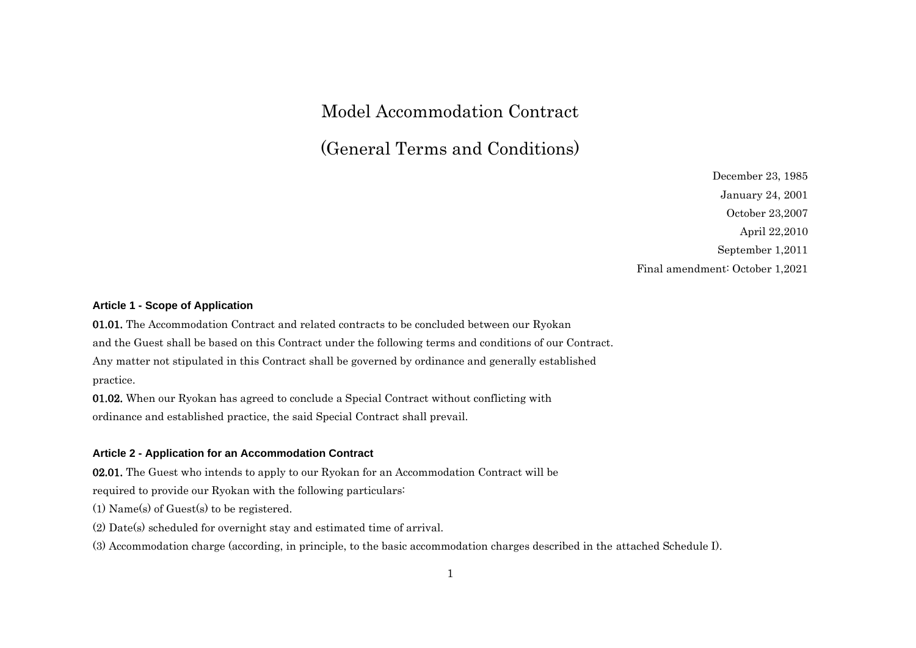# Model Accommodation Contract

# (General Terms and Conditions)

December 23, 1985

January 24, 2001

October 23,2007

April 22,2010

September 1,2011

Final amendment: October 1,2021

### Article 1 - Scope of Application

**01.01.** The Accommodation Contract and related contracts to be concluded between our Ryokan and the Guest shall be based on this Contract under the following terms and conditions of our Contract. Any matter not stipulated in this Contract shall be governed by ordinance and generally established practice.

**01.02.** When our Ryokan has agreed to conclude a Special Contract without conflicting with ordinance and established practice, the said Special Contract shall prevail.

### Article 2 - Application for an Accommodation Contract

**02.01.** The Guest who intends to apply to our Ryokan for an Accommodation Contract will be required to provide our Ryokan with the following particulars:

(1) Name(s) of Guest(s) to be registered.

(2) Date(s) scheduled for overnight stay and estimated time of arrival.

(3) Accommodation charge (according, in principle, to the basic accommodation charges described in the attached Schedule I).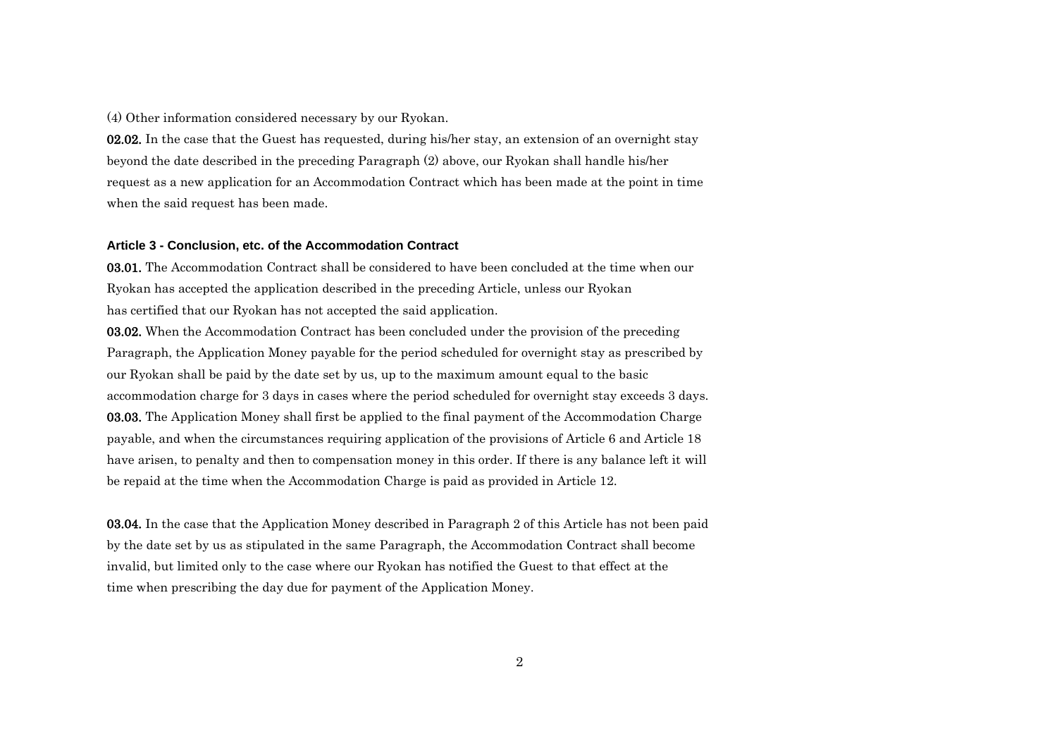(4) Other information considered necessary by our Ryokan.

**02.02.** In the case that the Guest has requested, during his/her stay, an extension of an overnight stay beyond the date described in the preceding Paragraph (2) above, our Ryokan shall handle his/her request as a new application for an Accommodation Contract which has been made at the point in time when the said request has been made.

### Article 3 - Conclusion, etc. of the Accommodation Contract

**03.01.** The Accommodation Contract shall be considered to have been concluded at the time when our Ryokan has accepted the application described in the preceding Article, unless our Ryokan has certified that our Ryokan has not accepted the said application.

**03.02.** When the Accommodation Contract has been concluded under the provision of the preceding Paragraph, the Application Money payable for the period scheduled for overnight stay as prescribed by our Ryokan shall be paid by the date set by us, up to the maximum amount equal to the basic accommodation charge for 3 days in cases where the period scheduled for overnight stay exceeds 3 days.

**03.03.** The Application Money shall first be applied to the final payment of the Accommodation Charge payable, and when the circumstances requiring application of the provisions of Article 6 and Article 18 have arisen, to penalty and then to compensation money in this order. If there is any balance left it will be repaid at the time when the Accommodation Charge is paid as provided in Article 12.

**03.04.** In the case that the Application Money described in Paragraph 2 of this Article has not been paid by the date set by us as stipulated in the same Paragraph, the Accommodation Contract shall become invalid, but limited only to the case where our Ryokan has notified the Guest to that effect at the time when prescribing the day due for payment of the Application Money.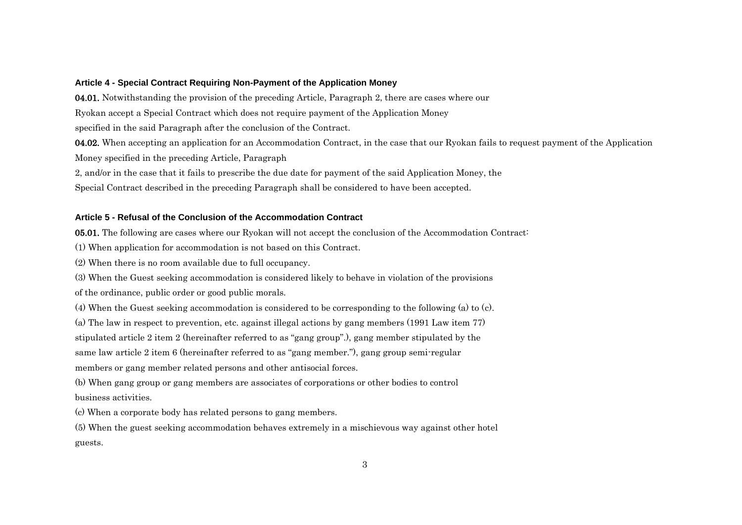### Article 4 - Special Contract Requiring Non-Payment of the Application Money

**04.01.** Notwithstanding the provision of the preceding Article, Paragraph 2, there are cases where our Ryokan accept a Special Contract which does not require payment of the Application Money specified in the said Paragraph after the conclusion of the Contract.

**04.02.** When accepting an application for an Accommodation Contract, in the case that our Ryokan fails to request payment of the Application Money specified in the preceding Article, Paragraph 2, and/or in the case that it fails to prescribe the due date for payment of the said Application Money, the Special Contract described in the preceding Paragraph shall be considered to have been accepted.

### Article 5 - Refusal of the Conclusion of the Accommodation Contract

**05.01.** The following are cases where our Ryokan will not accept the conclusion of the Accommodation Contract:

(1) When application for accommodation is not based on this Contract.

(2) When there is no room available due to full occupancy.

(3) When the Guest seeking accommodation is considered likely to behave in violation of the provisions of the ordinance, public order or good public morals.

(4) When the Guest seeking accommodation is considered to be corresponding to the following (a) to (c).

(a) The law in respect to prevention, etc. against illegal actions by gang members (1991 Law item 77) stipulated article 2 item 2 (hereinafter referred to as "gang group".), gang member stipulated by the same law article 2 item 6 (hereinafter referred to as "gang member."), gang group semi-regular members or gang member related persons and other antisocial forces.

(b) When gang group or gang members are associates of corporations or other bodies to control business activities.

(c) When a corporate body has related persons to gang members.

(5) When the guest seeking accommodation behaves extremely in a mischievous way against other hotel guests.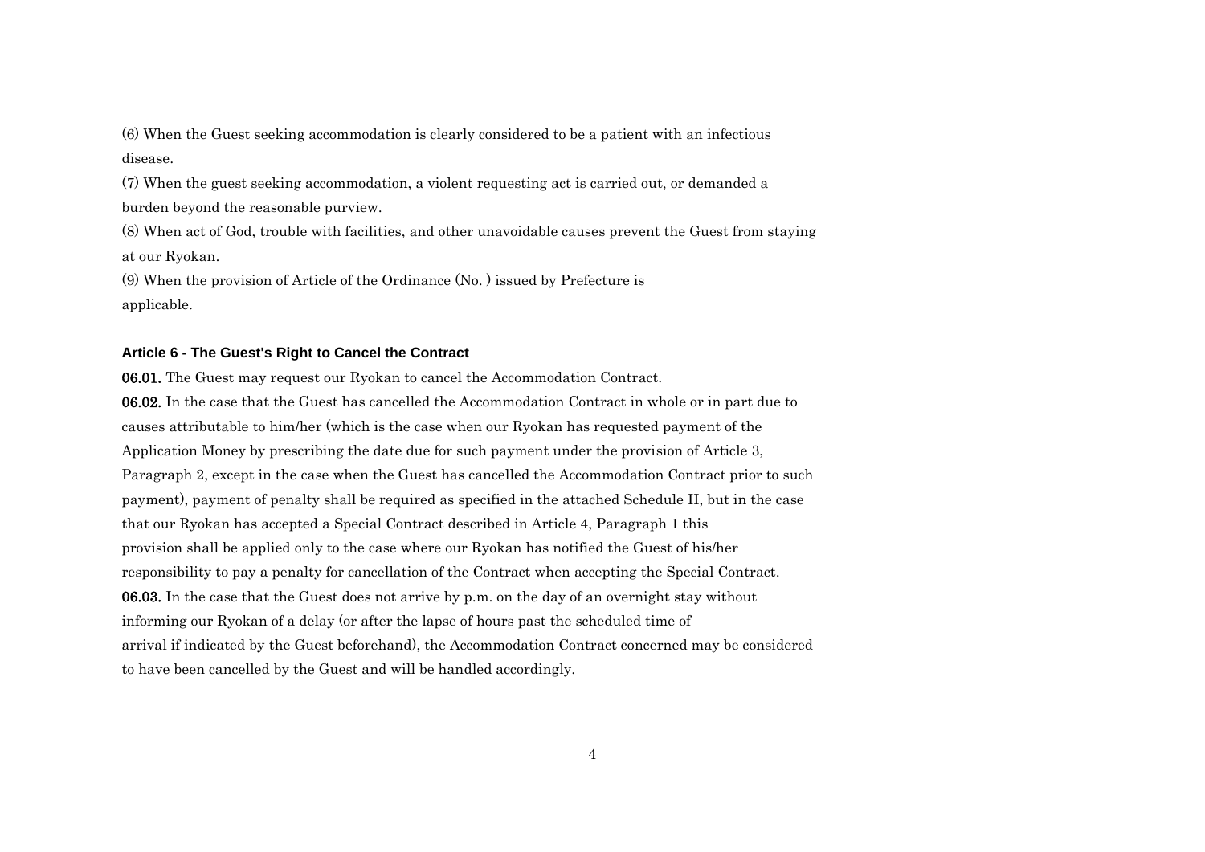(6) When the Guest seeking accommodation is clearly considered to be a patient with an infectious disease.

(7) When the guest seeking accommodation, a violent requesting act is carried out, or demanded a burden beyond the reasonable purview.

(8) When act of God, trouble with facilities, and other unavoidable causes prevent the Guest from staying at our Ryokan.

(9) When the provision of Article of the Ordinance (No. ) issued by Prefecture is applicable.

#### Article 6 - The Guest's Right to Cancel the Contract

**06.01.** The Guest may request our Ryokan to cancel the Accommodation Contract.

**06.02.** In the case that the Guest has cancelled the Accommodation Contract in whole or in part due to causes attributable to him/her (which is the case when our Ryokan has requested payment of the Application Money by prescribing the date due for such payment under the provision of Article 3, Paragraph 2, except in the case when the Guest has cancelled the Accommodation Contract prior to such payment), payment of penalty shall be required as specified in the attached Schedule II, but in the case that our Ryokan has accepted a Special Contract described in Article 4, Paragraph 1 this provision shall be applied only to the case where our Ryokan has notified the Guest of his/her responsibility to pay a penalty for cancellation of the Contract when accepting the Special Contract.

**06.03.** In the case that the Guest does not arrive by p.m. on the day of an overnight stay without informing our Ryokan of a delay (or after the lapse of hours past the scheduled time of arrival if indicated by the Guest beforehand), the Accommodation Contract concerned may be considered to have been cancelled by the Guest and will be handled accordingly.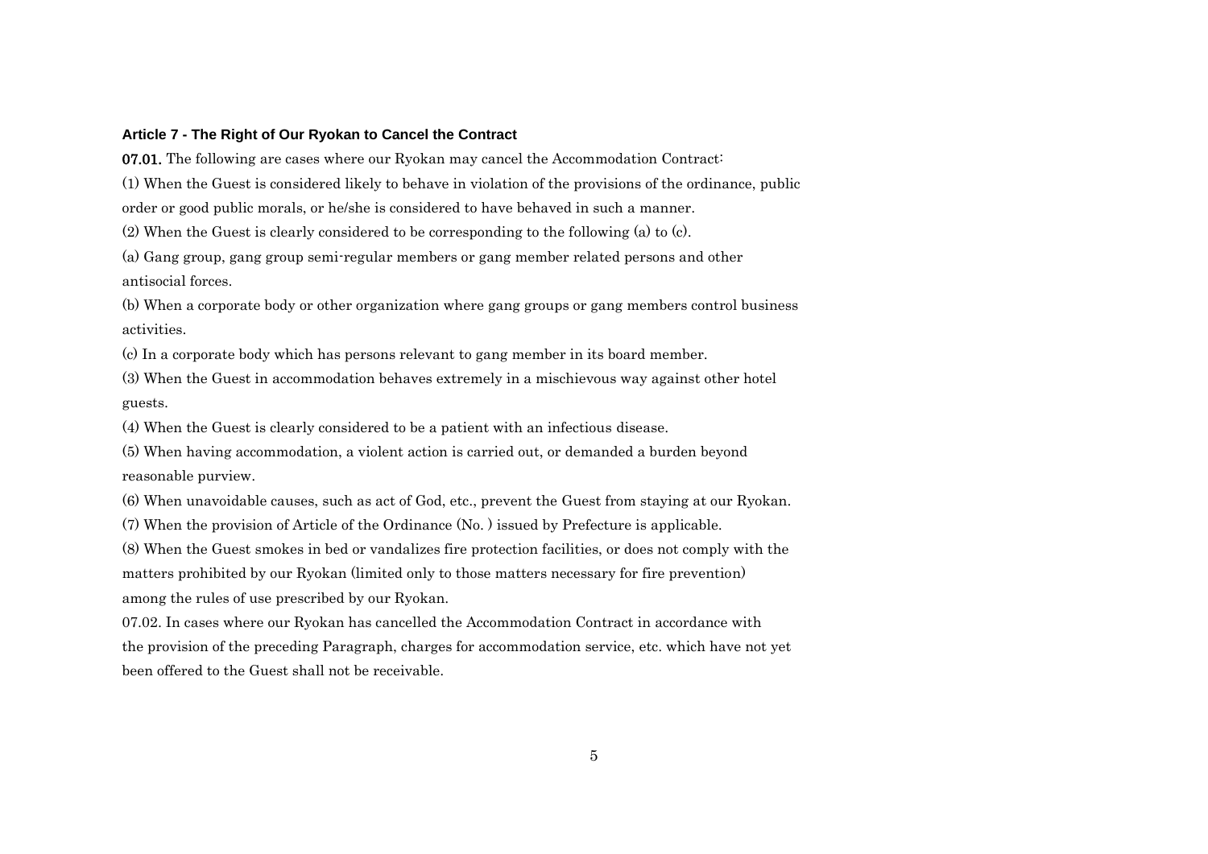### Article 7 - The Right of Our Ryokan to Cancel the Contract

**07.01.** The following are cases where our Ryokan may cancel the Accommodation Contract:

(1) When the Guest is considered likely to behave in violation of the provisions of the ordinance, public order or good public morals, or he/she is considered to have behaved in such a manner.

(2) When the Guest is clearly considered to be corresponding to the following (a) to (c).

(a) Gang group, gang group semi-regular members or gang member related persons and other antisocial forces.

(b) When a corporate body or other organization where gang groups or gang members control business activities.

(c) In a corporate body which has persons relevant to gang member in its board member.

(3) When the Guest in accommodation behaves extremely in a mischievous way against other hotel guests.

(4) When the Guest is clearly considered to be a patient with an infectious disease.

(5) When having accommodation, a violent action is carried out, or demanded a burden beyond reasonable purview.

(6) When unavoidable causes, such as act of God, etc., prevent the Guest from staying at our Ryokan.

(7) When the provision of Article of the Ordinance (No. ) issued by Prefecture is applicable.

(8) When the Guest smokes in bed or vandalizes fire protection facilities, or does not comply with the matters prohibited by our Ryokan (limited only to those matters necessary for fire prevention) among the rules of use prescribed by our Ryokan.

07.02. In cases where our Ryokan has cancelled the Accommodation Contract in accordance with the provision of the preceding Paragraph, charges for accommodation service, etc. which have not yet been offered to the Guest shall not be receivable.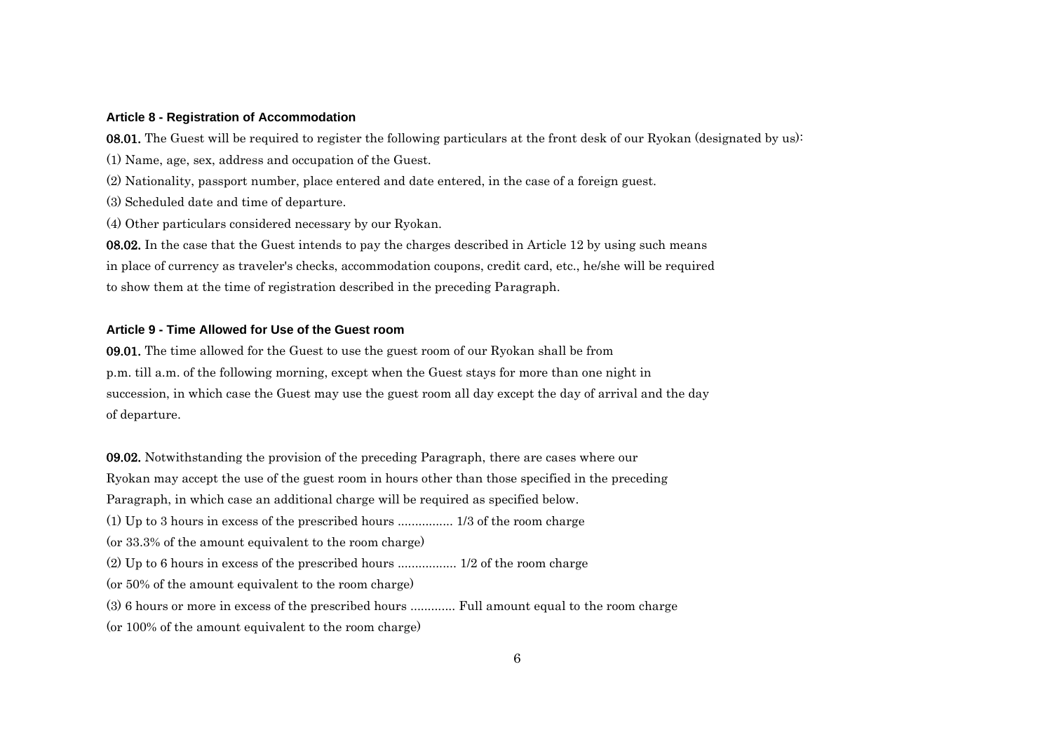### Article 8 - Registration of Accommodation

**08.01.** The Guest will be required to register the following particulars at the front desk of our Ryokan (designated by us):

(1) Name, age, sex, address and occupation of the Guest.

(2) Nationality, passport number, place entered and date entered, in the case of a foreign guest.

(3) Scheduled date and time of departure.

(4) Other particulars considered necessary by our Ryokan.

**08.02.** In the case that the Guest intends to pay the charges described in Article 12 by using such means in place of currency as traveler's checks, accommodation coupons, credit card, etc., he/she will be required to show them at the time of registration described in the preceding Paragraph.

### Article 9 - Time Allowed for Use of the Guest room

**09.01.** The time allowed for the Guest to use the guest room of our Ryokan shall be from p.m. till a.m. of the following morning, except when the Guest stays for more than one night in succession, in which case the Guest may use the guest room all day except the day of arrival and the day of departure.

**09.02.** Notwithstanding the provision of the preceding Paragraph, there are cases where our Ryokan may accept the use of the guest room in hours other than those specified in the preceding Paragraph, in which case an additional charge will be required as specified below.

(1) Up to 3 hours in excess of the prescribed hours ................ 1/3 of the room charge

(or 33.3% of the amount equivalent to the room charge)

(2) Up to 6 hours in excess of the prescribed hours ................. 1/2 of the room charge

(or 50% of the amount equivalent to the room charge)

(3) 6 hours or more in excess of the prescribed hours ............. Full amount equal to the room charge

(or 100% of the amount equivalent to the room charge)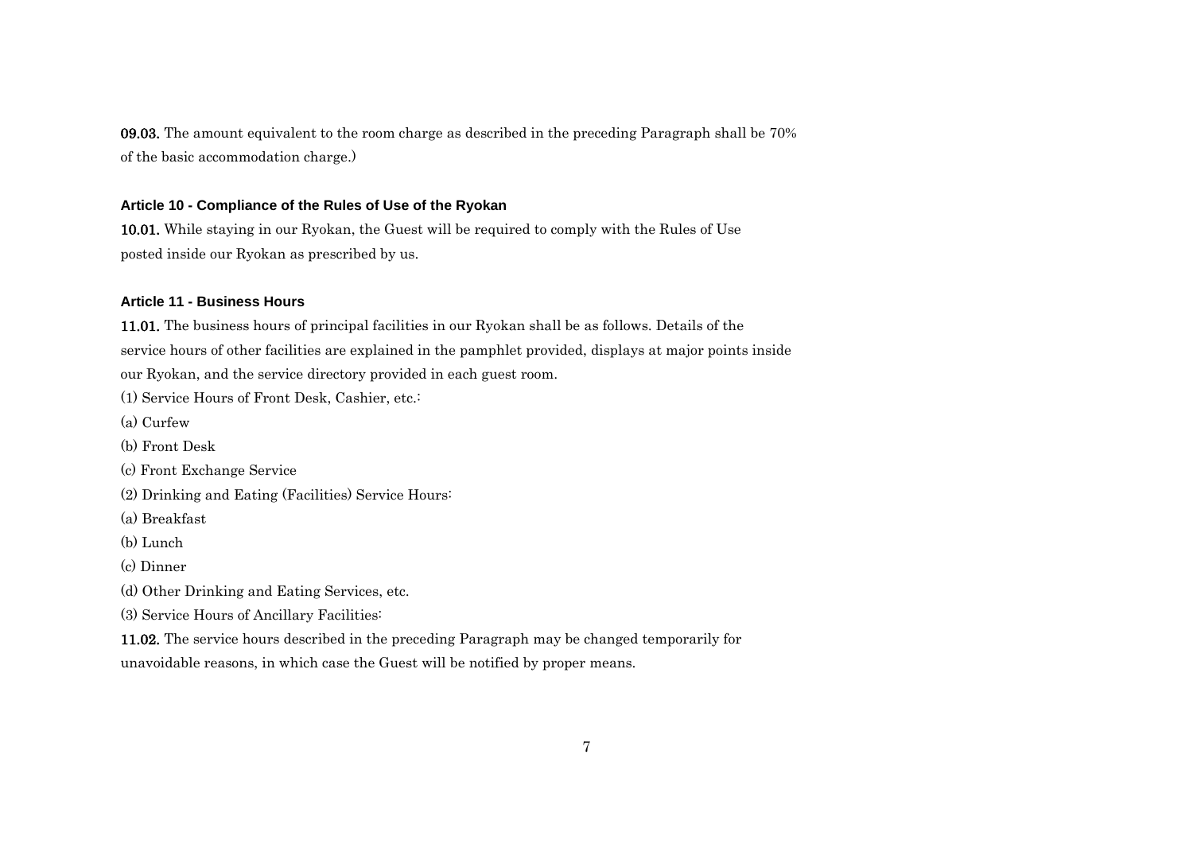**09.03.** The amount equivalent to the room charge as described in the preceding Paragraph shall be 70% of the basic accommodation charge.)

### Article 10 - Compliance of the Rules of Use of the Ryokan

**10.01.** While staying in our Ryokan, the Guest will be required to comply with the Rules of Use posted inside our Ryokan as prescribed by us.

### Article 11 - Business Hours

**11.01.** The business hours of principal facilities in our Ryokan shall be as follows. Details of the service hours of other facilities are explained in the pamphlet provided, displays at major points inside our Ryokan, and the service directory provided in each guest room.

(1) Service Hours of Front Desk, Cashier, etc.:

(a) Curfew

(b) Front Desk

(c) Front Exchange Service

(2) Drinking and Eating (Facilities) Service Hours:

(a) Breakfast

(b) Lunch

(c) Dinner

(d) Other Drinking and Eating Services, etc.

(3) Service Hours of Ancillary Facilities:

**11.02.** The service hours described in the preceding Paragraph may be changed temporarily for unavoidable reasons, in which case the Guest will be notified by proper means.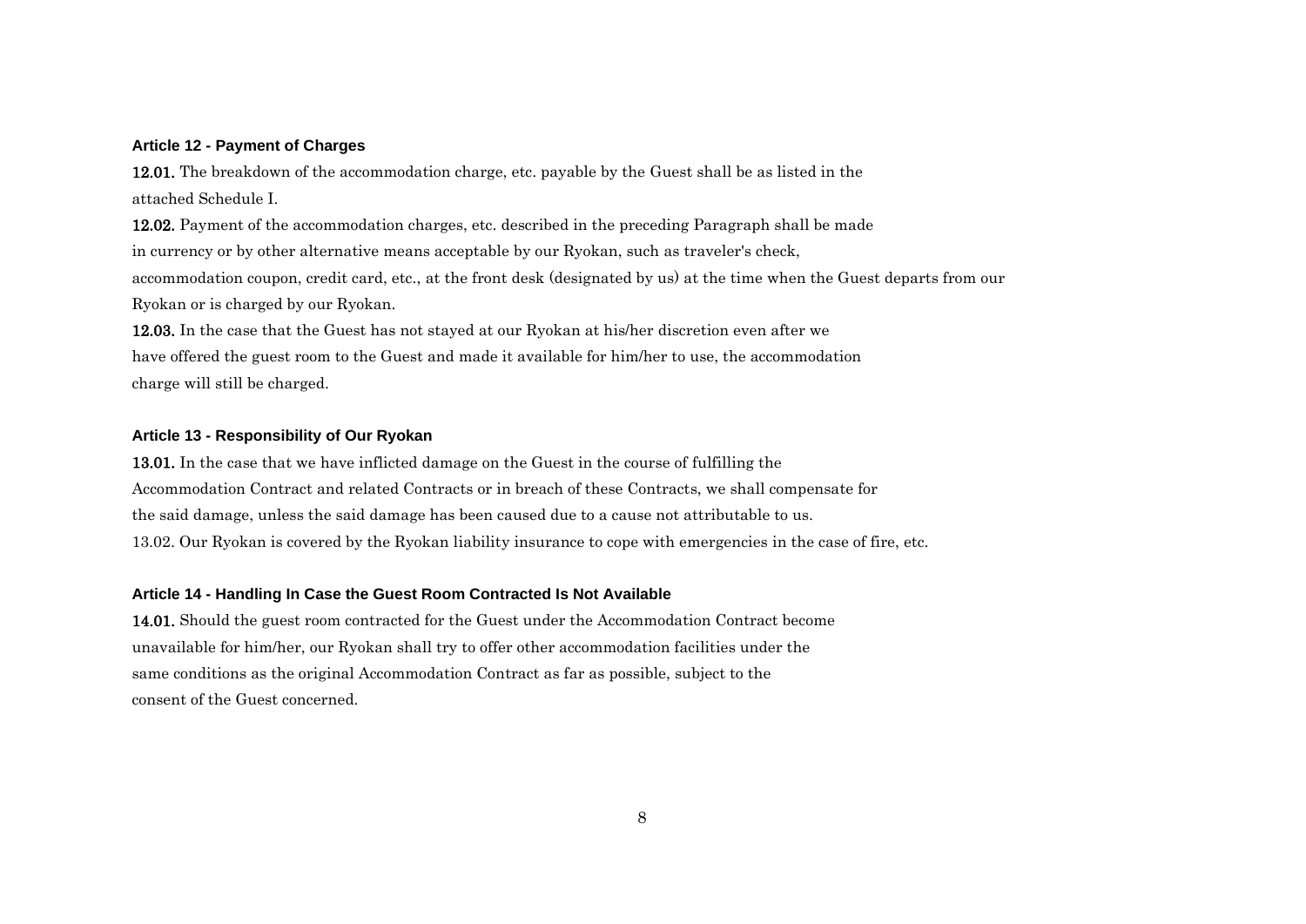### Article 12 - Payment of Charges

**12.01.** The breakdown of the accommodation charge, etc. payable by the Guest shall be as listed in the attached Schedule I.

**12.02.** Payment of the accommodation charges, etc. described in the preceding Paragraph shall be made in currency or by other alternative means acceptable by our Ryokan, such as traveler's check, accommodation coupon, credit card, etc., at the front desk (designated by us) at the time when the Guest departs from our Ryokan or is charged by our Ryokan.

**12.03.** In the case that the Guest has not stayed at our Ryokan at his/her discretion even after we have offered the guest room to the Guest and made it available for him/her to use, the accommodation charge will still be charged.

### Article 13 - Responsibility of Our Ryokan

**13.01.** In the case that we have inflicted damage on the Guest in the course of fulfilling the Accommodation Contract and related Contracts or in breach of these Contracts, we shall compensate for the said damage, unless the said damage has been caused due to a cause not attributable to us.

13.02. Our Ryokan is covered by the Ryokan liability insurance to cope with emergencies in the case of fire, etc.

### Article 14 - Handling In Case the Guest Room Contracted Is Not Available

**14.01.** Should the guest room contracted for the Guest under the Accommodation Contract become unavailable for him/her, our Ryokan shall try to offer other accommodation facilities under the same conditions as the original Accommodation Contract as far as possible, subject to the consent of the Guest concerned.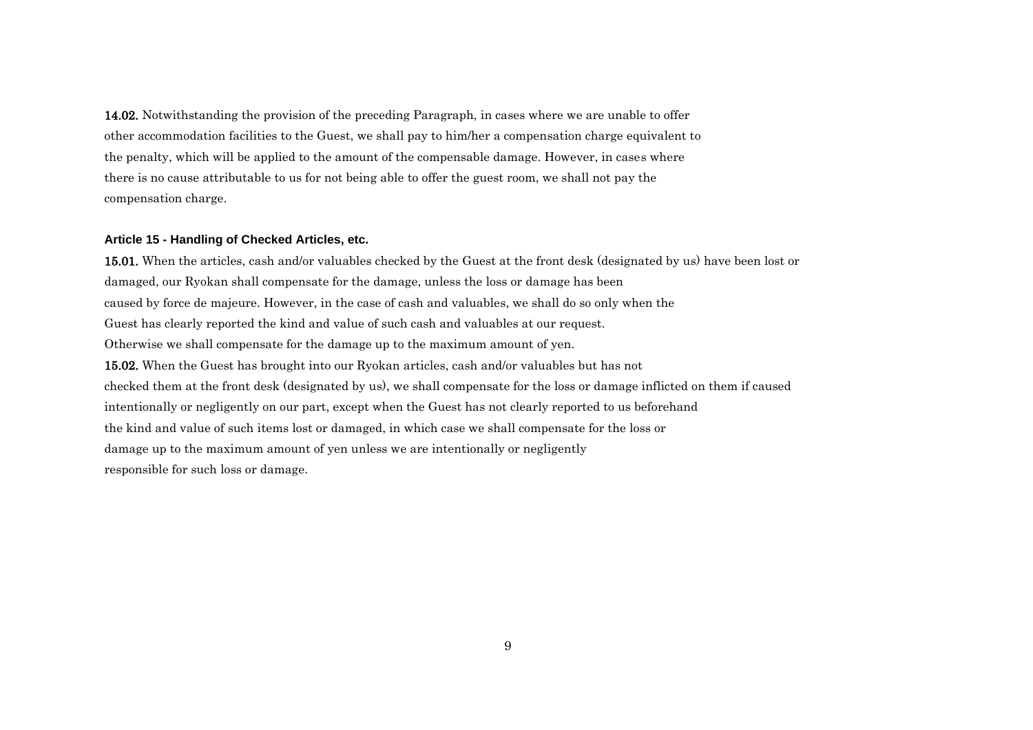**14.02.** Notwithstanding the provision of the preceding Paragraph, in cases where we are unable to offer other accommodation facilities to the Guest, we shall pay to him/her a compensation charge equivalent to the penalty, which will be applied to the amount of the compensable damage. However, in cases where there is no cause attributable to us for not being able to offer the guest room, we shall not pay the compensation charge.

### Article 15 - Handling of Checked Articles, etc.

**15.01.** When the articles, cash and/or valuables checked by the Guest at the front desk (designated by us) have been lost or damaged, our Ryokan shall compensate for the damage, unless the loss or damage has been caused by force de majeure. However, in the case of cash and valuables, we shall do so only when the Guest has clearly reported the kind and value of such cash and valuables at our request. Otherwise we shall compensate for the damage up to the maximum amount of yen.

**15.02.** When the Guest has brought into our Ryokan articles, cash and/or valuables but has not checked them at the front desk (designated by us), we shall compensate for the loss or damage inflicted on them if caused intentionally or negligently on our part, except when the Guest has not clearly reported to us beforehand the kind and value of such items lost or damaged, in which case we shall compensate for the loss or damage up to the maximum amount of yen unless we are intentionally or negligently responsible for such loss or damage.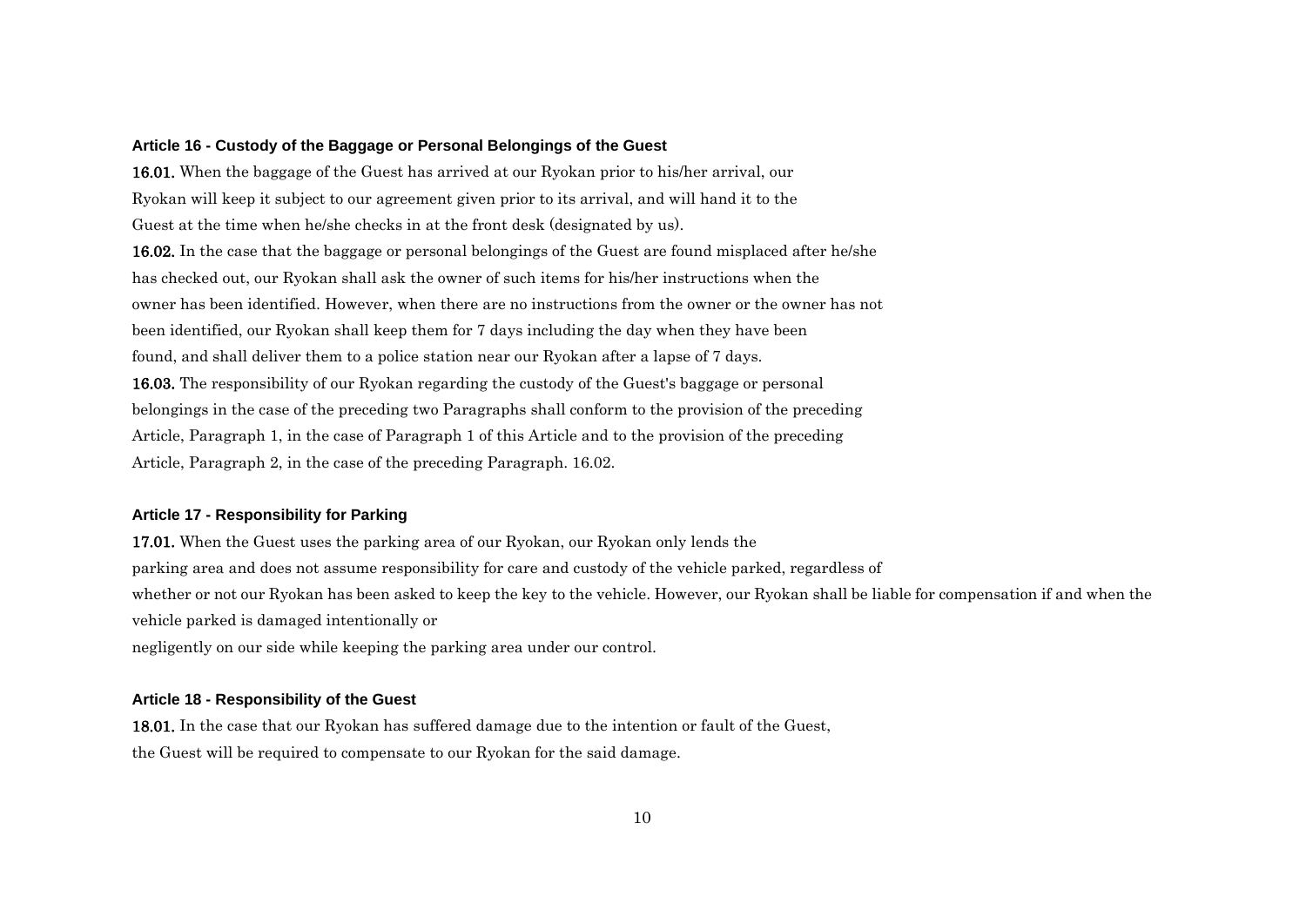### Article 16 - Custody of the Baggage or Personal Belongings of the Guest

**16.01.** When the baggage of the Guest has arrived at our Ryokan prior to his/her arrival, our Ryokan will keep it subject to our agreement given prior to its arrival, and will hand it to the Guest at the time when he/she checks in at the front desk (designated by us).

**16.02.** In the case that the baggage or personal belongings of the Guest are found misplaced after he/she has checked out, our Ryokan shall ask the owner of such items for his/her instructions when the owner has been identified. However, when there are no instructions from the owner or the owner has not been identified, our Ryokan shall keep them for 7 days including the day when they have been found, and shall deliver them to a police station near our Ryokan after a lapse of 7 days.

**16.03.** The responsibility of our Ryokan regarding the custody of the Guest's baggage or personal belongings in the case of the preceding two Paragraphs shall conform to the provision of the preceding Article, Paragraph 1, in the case of Paragraph 1 of this Article and to the provision of the preceding Article, Paragraph 2, in the case of the preceding Paragraph. 16.02.

### Article 17 - Responsibility for Parking

**17.01.** When the Guest uses the parking area of our Ryokan, our Ryokan only lends the parking area and does not assume responsibility for care and custody of the vehicle parked, regardless of whether or not our Ryokan has been asked to keep the key to the vehicle. However, our Ryokan shall be liable for compensation if and when the vehicle parked is damaged intentionally or negligently on our side while keeping the parking area under our control.

### Article 18 - Responsibility of the Guest

**18.01.** In the case that our Ryokan has suffered damage due to the intention or fault of the Guest, the Guest will be required to compensate to our Ryokan for the said damage.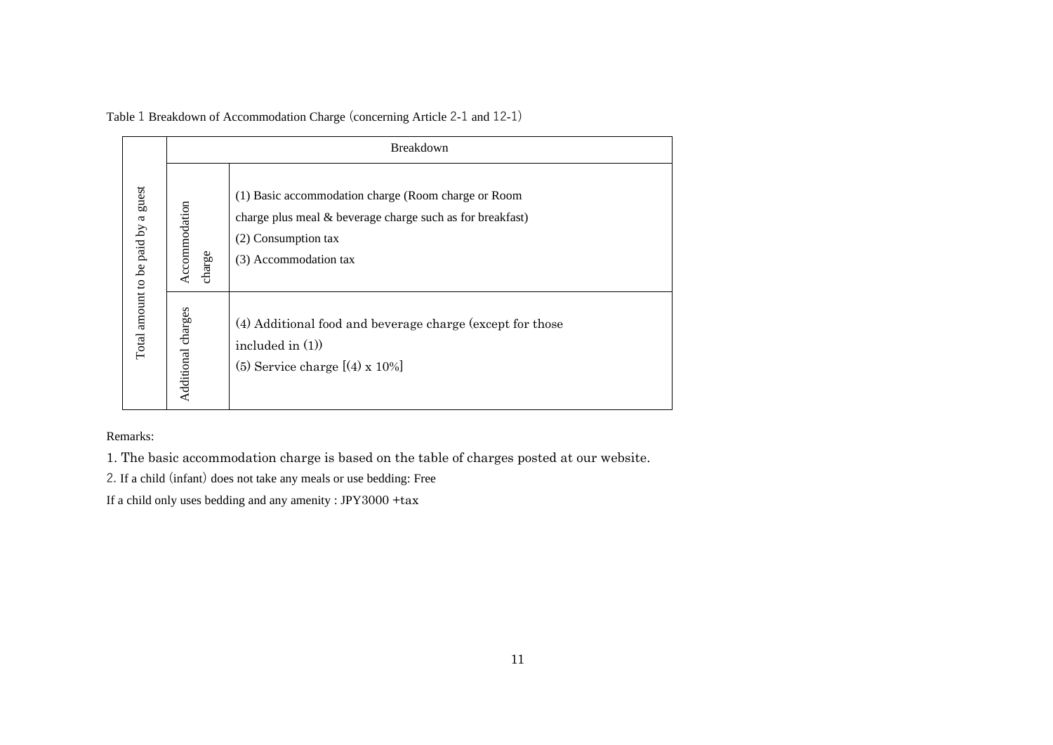Table 1 Breakdown of Accommodation Charge (concerning Article 2-1 and 12-1)

| Total amount to be paid by a guest | Breakdown | |
| --- | --- | --- |
| | Accommodation charge | (1) Basic accommodation charge (Room charge or Room charge plus meal & beverage charge such as for breakfast)<br>(2) Consumption tax<br>(3) Accommodation tax |
| | Additional charges | (4) Additional food and beverage charge (except for those included in (1))<br>(5) Service charge [(4) x 10%] |

Remarks:

1. The basic accommodation charge is based on the table of charges posted at our website.

2. If a child (infant) does not take any meals or use bedding: Free

If a child only uses bedding and any amenity : JPY3000 +tax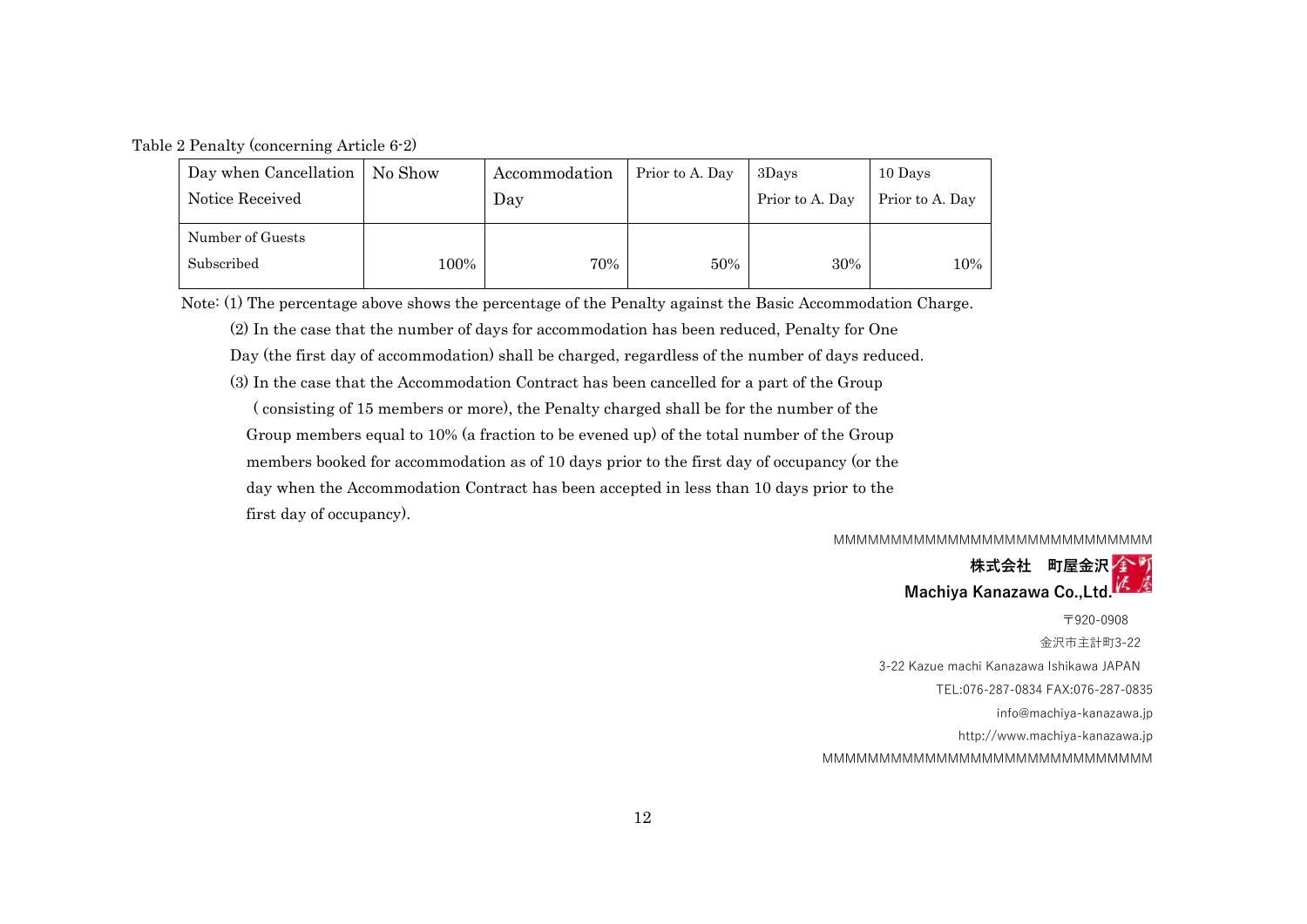Table 2 Penalty (concerning Article 6-2)

| Day when Cancellation Notice Received | No Show | Accommodation Day | Prior to A. Day | 3Days Prior to A. Day | 10 Days Prior to A. Day |
|---|---|---|---|---|---|
| Number of Guests Subscribed | 100% | 70% | 50% | 30% | 10% |

Note: (1) The percentage above shows the percentage of the Penalty against the Basic Accommodation Charge.

(2) In the case that the number of days for accommodation has been reduced, Penalty for One Day (the first day of accommodation) shall be charged, regardless of the number of days reduced.

(3) In the case that the Accommodation Contract has been cancelled for a part of the Group ( consisting of 15 members or more), the Penalty charged shall be for the number of the Group members equal to 10% (a fraction to be evened up) of the total number of the Group members booked for accommodation as of 10 days prior to the first day of occupancy (or the day when the Accommodation Contract has been accepted in less than 10 days prior to the first day of occupancy).

MMMMMMMMMMMMMMMMMMMMMMMMMMMMM

**株式会社　町屋金沢**

**Machiya Kanazawa Co.,Ltd.**

〒920-0908

金沢市主計町3-22

3-22 Kazue machi Kanazawa Ishikawa JAPAN

TEL:076-287-0834 FAX:076-287-0835

info@machiya-kanazawa.jp

http://www.machiya-kanazawa.jp

MMMMMMMMMMMMMMMMMMMMMMMMMMMMM